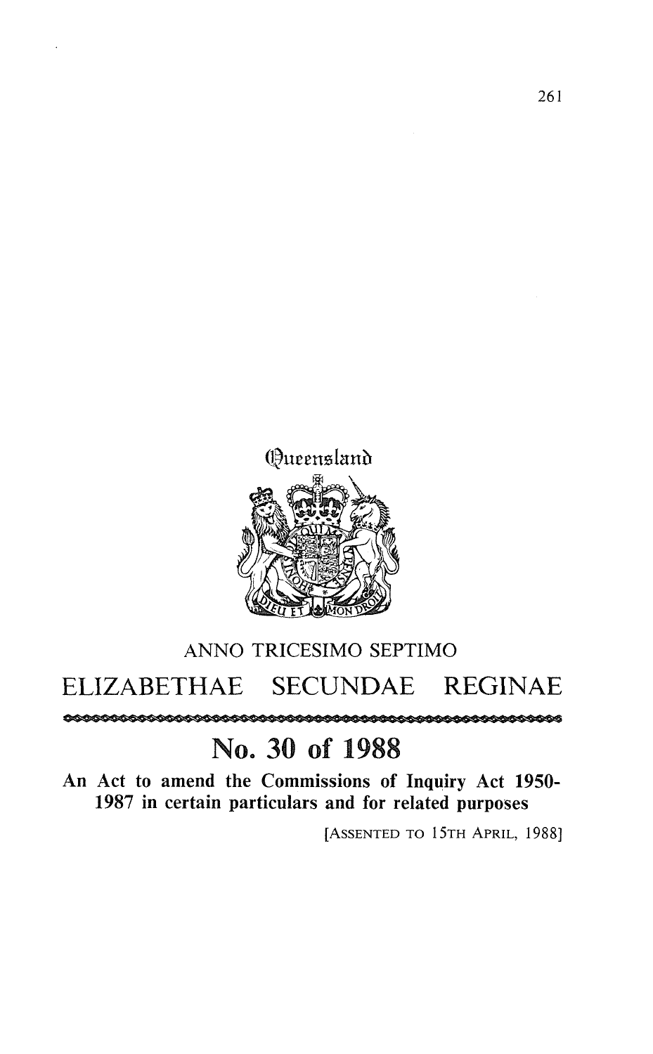Queensland

ANNO TRICESIMO SEPTIMO

# ELIZABETHAE SECUNDAE REGINAE

## No. 30 of 1988

**An Act to amend the Commissions of Inquiry Act 1950-1987 in certain particulars and for related purposes**

[ASSENTED TO 15TH APRIL, 1988]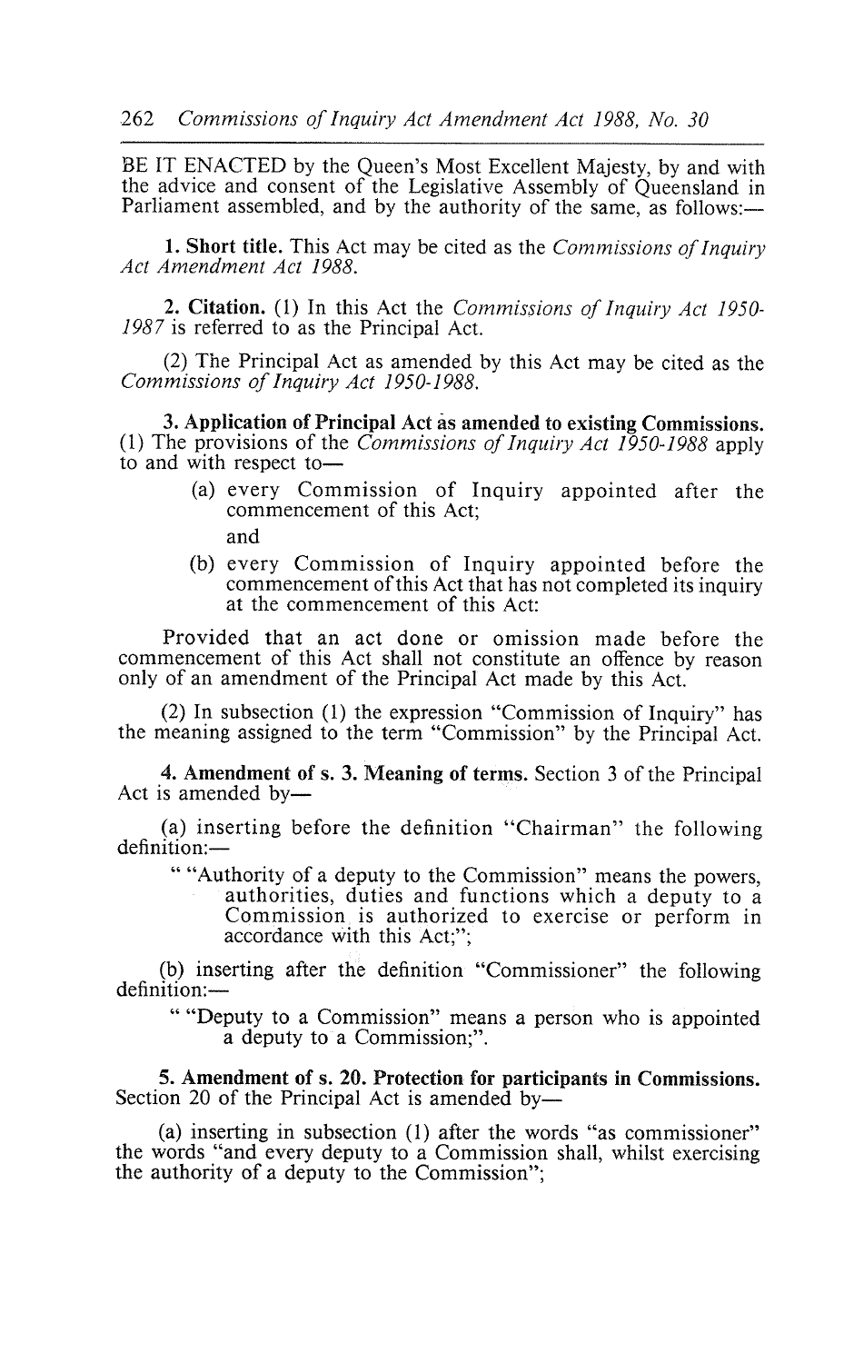BE IT ENACTED by the Queen's Most Excellent Majesty, by and with the advice and consent of the Legislative Assembly of Queensland in Parliament assembled, and by the authority of the same, as follows:—

**1. Short title.** This Act may be cited as the *Commissions of Inquiry Act Amendment Act 1988*.

**2. Citation.** (1) In this Act the *Commissions of Inquiry Act 1950-1987* is referred to as the Principal Act.

(2) The Principal Act as amended by this Act may be cited as the *Commissions of Inquiry Act 1950-1988*.

**3. Application of Principal Act as amended to existing Commissions.** (1) The provisions of the *Commissions of Inquiry Act 1950-1988* apply to and with respect to—

(a) every Commission of Inquiry appointed after the commencement of this Act;

and

(b) every Commission of Inquiry appointed before the commencement of this Act that has not completed its inquiry at the commencement of this Act:

Provided that an act done or omission made before the commencement of this Act shall not constitute an offence by reason only of an amendment of the Principal Act made by this Act.

(2) In subsection (1) the expression "Commission of Inquiry" has the meaning assigned to the term "Commission" by the Principal Act.

**4. Amendment of s. 3. Meaning of terms.** Section 3 of the Principal Act is amended by—

(a) inserting before the definition "Chairman" the following definition:—

" "Authority of a deputy to the Commission" means the powers, authorities, duties and functions which a deputy to a Commission is authorized to exercise or perform in accordance with this Act;";

(b) inserting after the definition "Commissioner" the following definition:—

" "Deputy to a Commission" means a person who is appointed a deputy to a Commission;".

**5. Amendment of s. 20. Protection for participants in Commissions.** Section 20 of the Principal Act is amended by—

(a) inserting in subsection (1) after the words "as commissioner" the words "and every deputy to a Commission shall, whilst exercising the authority of a deputy to the Commission";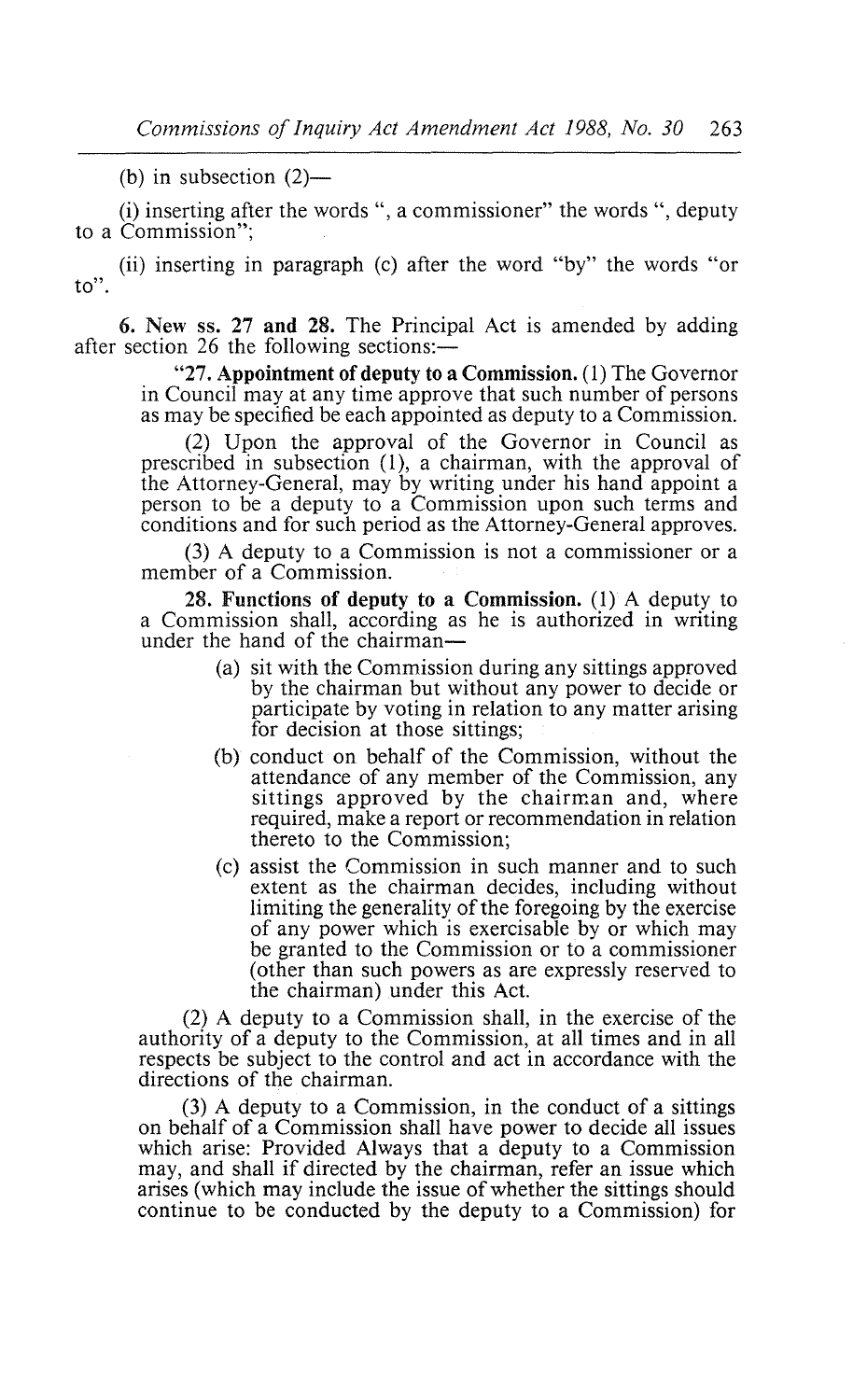(b) in subsection (2)—

(i) inserting after the words ", a commissioner" the words ", deputy to a Commission";

(ii) inserting in paragraph (c) after the word "by" the words "or to".

**6. New ss. 27 and 28.** The Principal Act is amended by adding after section 26 the following sections:—

"**27. Appointment of deputy to a Commission.** (1) The Governor in Council may at any time approve that such number of persons as may be specified be each appointed as deputy to a Commission.

(2) Upon the approval of the Governor in Council as prescribed in subsection (1), a chairman, with the approval of the Attorney-General, may by writing under his hand appoint a person to be a deputy to a Commission upon such terms and conditions and for such period as the Attorney-General approves.

(3) A deputy to a Commission is not a commissioner or a member of a Commission.

**28. Functions of deputy to a Commission.** (1) A deputy to a Commission shall, according as he is authorized in writing under the hand of the chairman—

(a) sit with the Commission during any sittings approved by the chairman but without any power to decide or participate by voting in relation to any matter arising for decision at those sittings;

(b) conduct on behalf of the Commission, without the attendance of any member of the Commission, any sittings approved by the chairman and, where required, make a report or recommendation in relation thereto to the Commission;

(c) assist the Commission in such manner and to such extent as the chairman decides, including without limiting the generality of the foregoing by the exercise of any power which is exercisable by or which may be granted to the Commission or to a commissioner (other than such powers as are expressly reserved to the chairman) under this Act.

(2) A deputy to a Commission shall, in the exercise of the authority of a deputy to the Commission, at all times and in all respects be subject to the control and act in accordance with the directions of the chairman.

(3) A deputy to a Commission, in the conduct of a sittings on behalf of a Commission shall have power to decide all issues which arise: Provided Always that a deputy to a Commission may, and shall if directed by the chairman, refer an issue which arises (which may include the issue of whether the sittings should continue to be conducted by the deputy to a Commission) for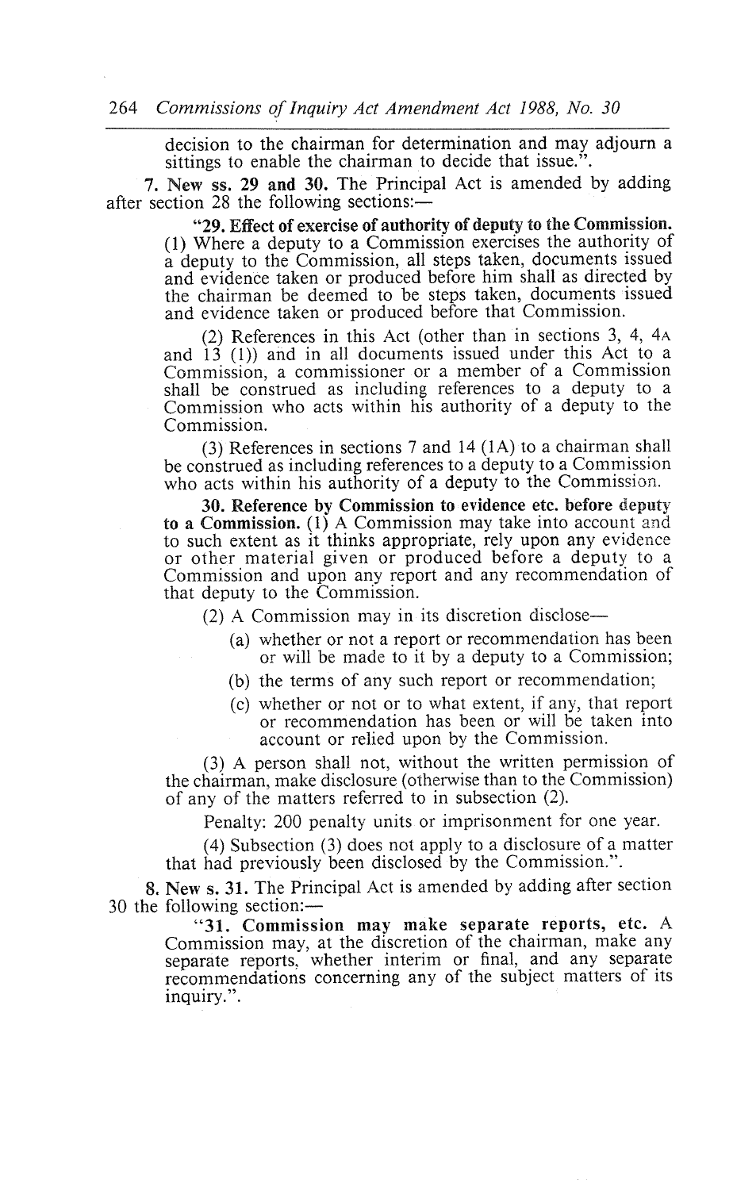decision to the chairman for determination and may adjourn a sittings to enable the chairman to decide that issue.".

**7. New ss. 29 and 30.** The Principal Act is amended by adding after section 28 the following sections:—

"**29. Effect of exercise of authority of deputy to the Commission.** (1) Where a deputy to a Commission exercises the authority of a deputy to the Commission, all steps taken, documents issued and evidence taken or produced before him shall as directed by the chairman be deemed to be steps taken, documents issued and evidence taken or produced before that Commission.

(2) References in this Act (other than in sections 3, 4, 4A and 13 (1)) and in all documents issued under this Act to a Commission, a commissioner or a member of a Commission shall be construed as including references to a deputy to a Commission who acts within his authority of a deputy to the Commission.

(3) References in sections 7 and 14 (1A) to a chairman shall be construed as including references to a deputy to a Commission who acts within his authority of a deputy to the Commission.

**30. Reference by Commission to evidence etc. before deputy to a Commission.** (1) A Commission may take into account and to such extent as it thinks appropriate, rely upon any evidence or other material given or produced before a deputy to a Commission and upon any report and any recommendation of that deputy to the Commission.

(2) A Commission may in its discretion disclose—

(a) whether or not a report or recommendation has been or will be made to it by a deputy to a Commission;

(b) the terms of any such report or recommendation;

(c) whether or not or to what extent, if any, that report or recommendation has been or will be taken into account or relied upon by the Commission.

(3) A person shall not, without the written permission of the chairman, make disclosure (otherwise than to the Commission) of any of the matters referred to in subsection (2).

Penalty: 200 penalty units or imprisonment for one year.

(4) Subsection (3) does not apply to a disclosure of a matter that had previously been disclosed by the Commission.".

**8. New s. 31.** The Principal Act is amended by adding after section 30 the following section:—

"**31. Commission may make separate reports, etc.** A Commission may, at the discretion of the chairman, make any separate reports, whether interim or final, and any separate recommendations concerning any of the subject matters of its inquiry.".